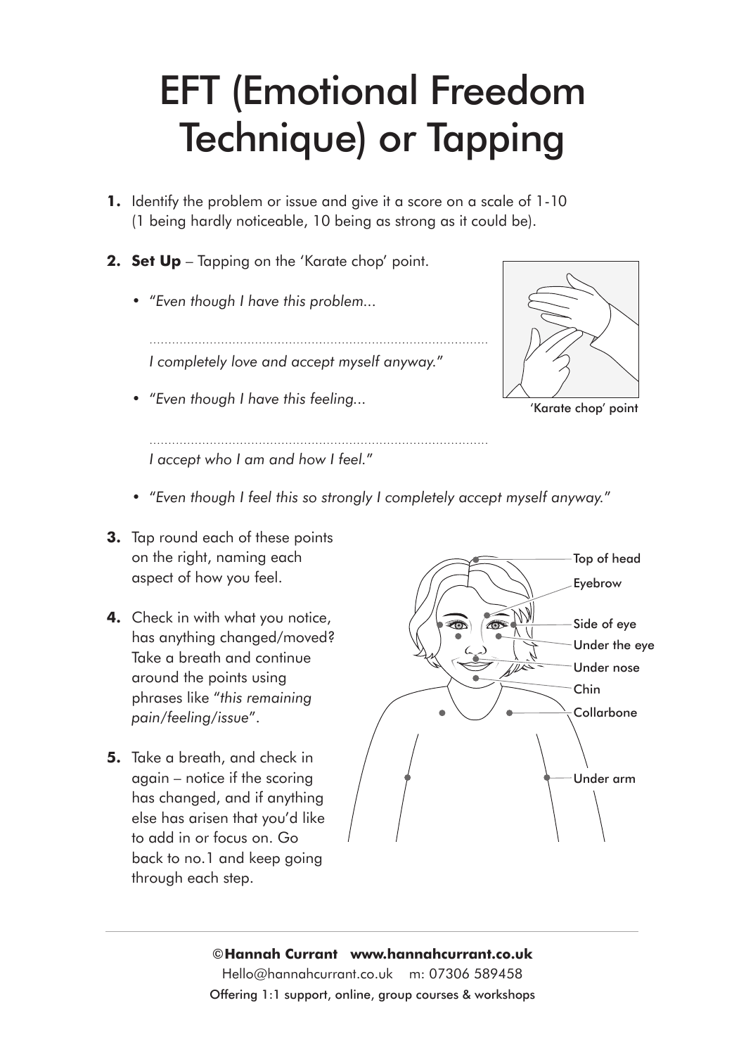# EFT (Emotional Freedom Technique) or Tapping

1. Identify the problem or issue and give it a score on a scale of 1-10 (1 being hardly noticeable, 10 being as strong as it could be).

2. **Set Up** – Tapping on the 'Karate chop' point.

   - *"Even though I have this problem...*

     ..........................................................................................

     *I completely love and accept myself anyway."*

   - *"Even though I have this feeling...*

     ..........................................................................................

     *I accept who I am and how I feel."*

   - *"Even though I feel this so strongly I completely accept myself anyway."*

'Karate chop' point

3. Tap round each of these points on the right, naming each aspect of how you feel.

4. Check in with what you notice, has anything changed/moved? Take a breath and continue around the points using phrases like "*this remaining pain/feeling/issue*".

5. Take a breath, and check in again – notice if the scoring has changed, and if anything else has arisen that you'd like to add in or focus on. Go back to no.1 and keep going through each step.

Top of head
Eyebrow
Side of eye
Under the eye
Under nose
Chin
Collarbone
Under arm

---

**©Hannah Currant www.hannahcurrant.co.uk**

Hello@hannahcurrant.co.uk m: 07306 589458

Offering 1:1 support, online, group courses & workshops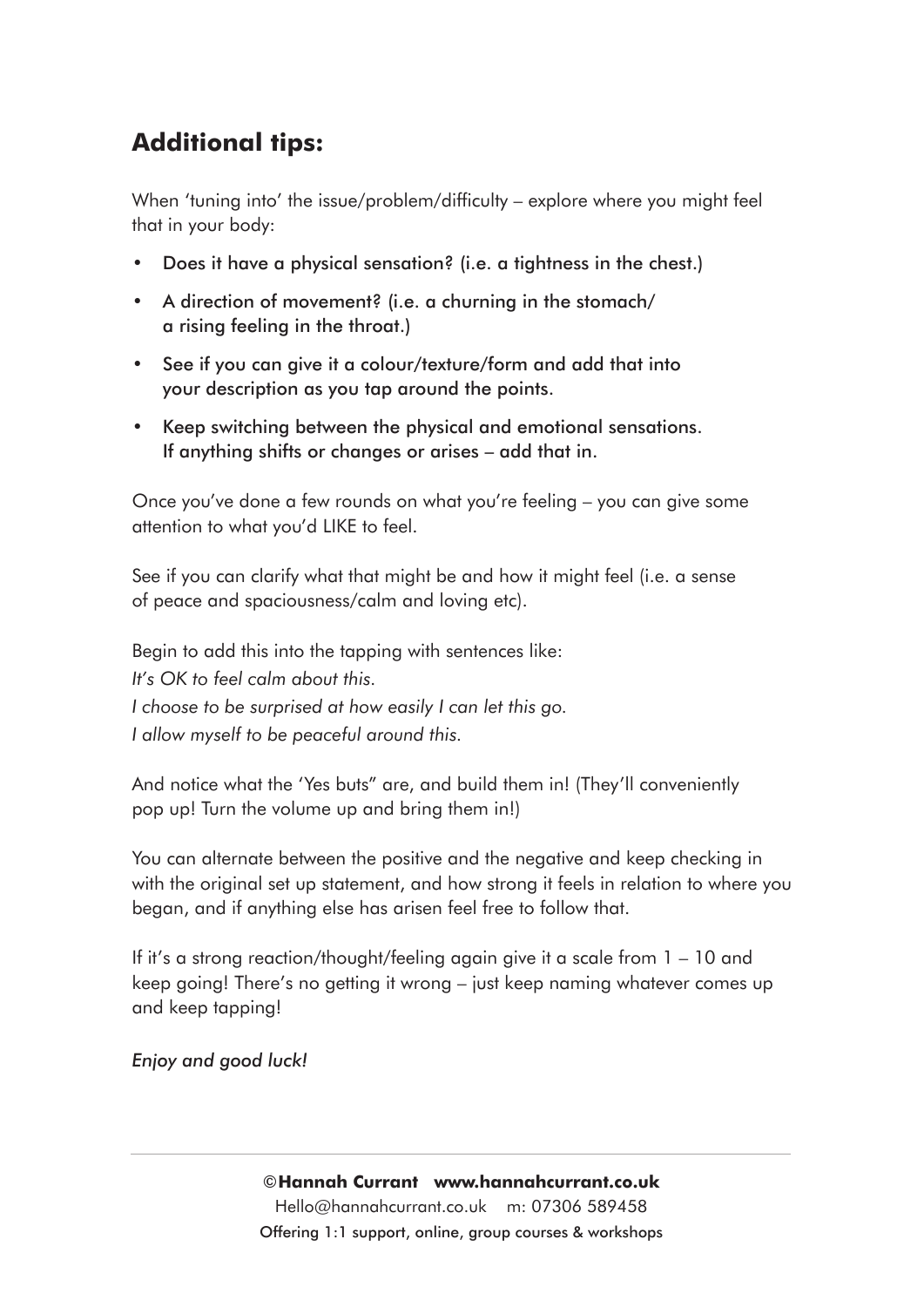## Additional tips:

When 'tuning into' the issue/problem/difficulty – explore where you might feel that in your body:

- Does it have a physical sensation? (i.e. a tightness in the chest.)
- A direction of movement? (i.e. a churning in the stomach/ a rising feeling in the throat.)
- See if you can give it a colour/texture/form and add that into your description as you tap around the points.
- Keep switching between the physical and emotional sensations. If anything shifts or changes or arises – add that in.

Once you've done a few rounds on what you're feeling – you can give some attention to what you'd LIKE to feel.

See if you can clarify what that might be and how it might feel (i.e. a sense of peace and spaciousness/calm and loving etc).

Begin to add this into the tapping with sentences like:
*It's OK to feel calm about this.*
*I choose to be surprised at how easily I can let this go.*
*I allow myself to be peaceful around this.*

And notice what the 'Yes buts" are, and build them in! (They'll conveniently pop up! Turn the volume up and bring them in!)

You can alternate between the positive and the negative and keep checking in with the original set up statement, and how strong it feels in relation to where you began, and if anything else has arisen feel free to follow that.

If it's a strong reaction/thought/feeling again give it a scale from 1 – 10 and keep going! There's no getting it wrong – just keep naming whatever comes up and keep tapping!

*Enjoy and good luck!*

**©Hannah Currant www.hannahcurrant.co.uk**
Hello@hannahcurrant.co.uk m: 07306 589458
Offering 1:1 support, online, group courses & workshops